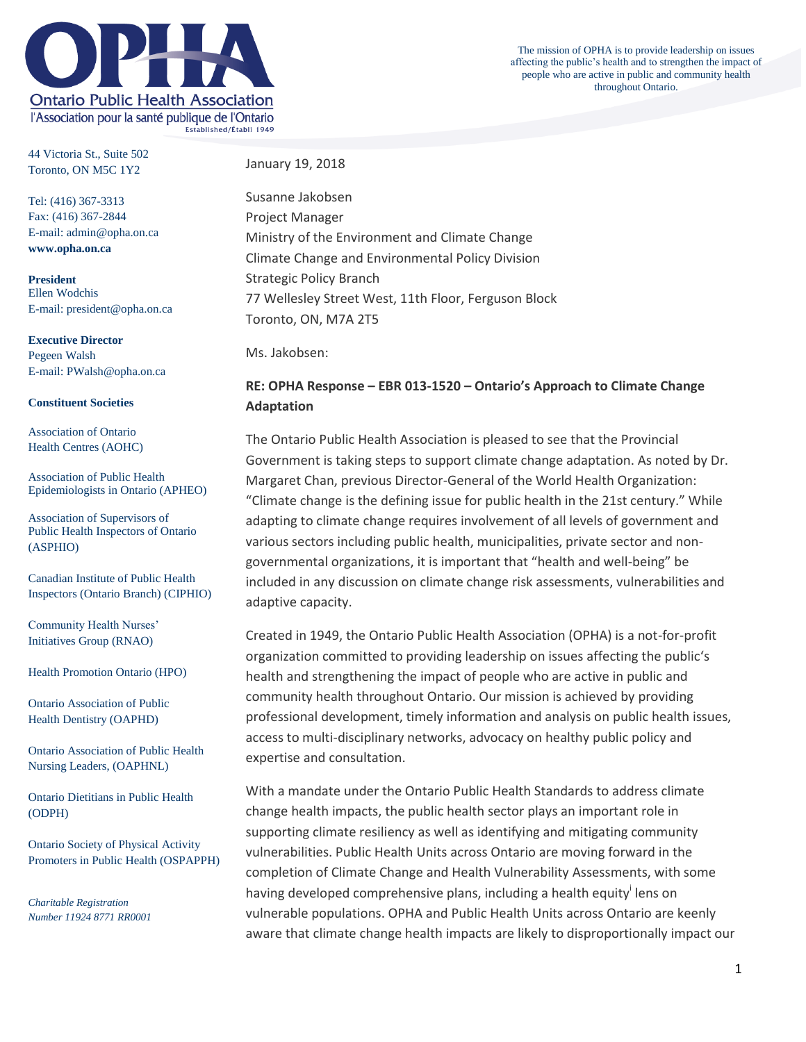# OPHA

Ontario Public Health Association
l'Association pour la santé publique de l'Ontario
Established/Établi 1949

The mission of OPHA is to provide leadership on issues affecting the public's health and to strengthen the impact of people who are active in public and community health throughout Ontario.

44 Victoria St., Suite 502
Toronto, ON M5C 1Y2

Tel: (416) 367-3313
Fax: (416) 367-2844
E-mail: admin@opha.on.ca
**www.opha.on.ca**

**President**
Ellen Wodchis
E-mail: president@opha.on.ca

**Executive Director**
Pegeen Walsh
E-mail: PWalsh@opha.on.ca

**Constituent Societies**

Association of Ontario Health Centres (AOHC)

Association of Public Health Epidemiologists in Ontario (APHEO)

Association of Supervisors of Public Health Inspectors of Ontario (ASPHIO)

Canadian Institute of Public Health Inspectors (Ontario Branch) (CIPHIO)

Community Health Nurses' Initiatives Group (RNAO)

Health Promotion Ontario (HPO)

Ontario Association of Public Health Dentistry (OAPHD)

Ontario Association of Public Health Nursing Leaders, (OAPHNL)

Ontario Dietitians in Public Health (ODPH)

Ontario Society of Physical Activity Promoters in Public Health (OSPAPPH)

*Charitable Registration Number 11924 8771 RR0001*

January 19, 2018

Susanne Jakobsen
Project Manager
Ministry of the Environment and Climate Change
Climate Change and Environmental Policy Division
Strategic Policy Branch
77 Wellesley Street West, 11th Floor, Ferguson Block
Toronto, ON, M7A 2T5

Ms. Jakobsen:

**RE: OPHA Response – EBR 013-1520 – Ontario's Approach to Climate Change Adaptation**

The Ontario Public Health Association is pleased to see that the Provincial Government is taking steps to support climate change adaptation. As noted by Dr. Margaret Chan, previous Director-General of the World Health Organization: "Climate change is the defining issue for public health in the 21st century." While adapting to climate change requires involvement of all levels of government and various sectors including public health, municipalities, private sector and non-governmental organizations, it is important that "health and well-being" be included in any discussion on climate change risk assessments, vulnerabilities and adaptive capacity.

Created in 1949, the Ontario Public Health Association (OPHA) is a not-for-profit organization committed to providing leadership on issues affecting the public's health and strengthening the impact of people who are active in public and community health throughout Ontario. Our mission is achieved by providing professional development, timely information and analysis on public health issues, access to multi-disciplinary networks, advocacy on healthy public policy and expertise and consultation.

With a mandate under the Ontario Public Health Standards to address climate change health impacts, the public health sector plays an important role in supporting climate resiliency as well as identifying and mitigating community vulnerabilities. Public Health Units across Ontario are moving forward in the completion of Climate Change and Health Vulnerability Assessments, with some having developed comprehensive plans, including a health equity[i] lens on vulnerable populations. OPHA and Public Health Units across Ontario are keenly aware that climate change health impacts are likely to disproportionally impact our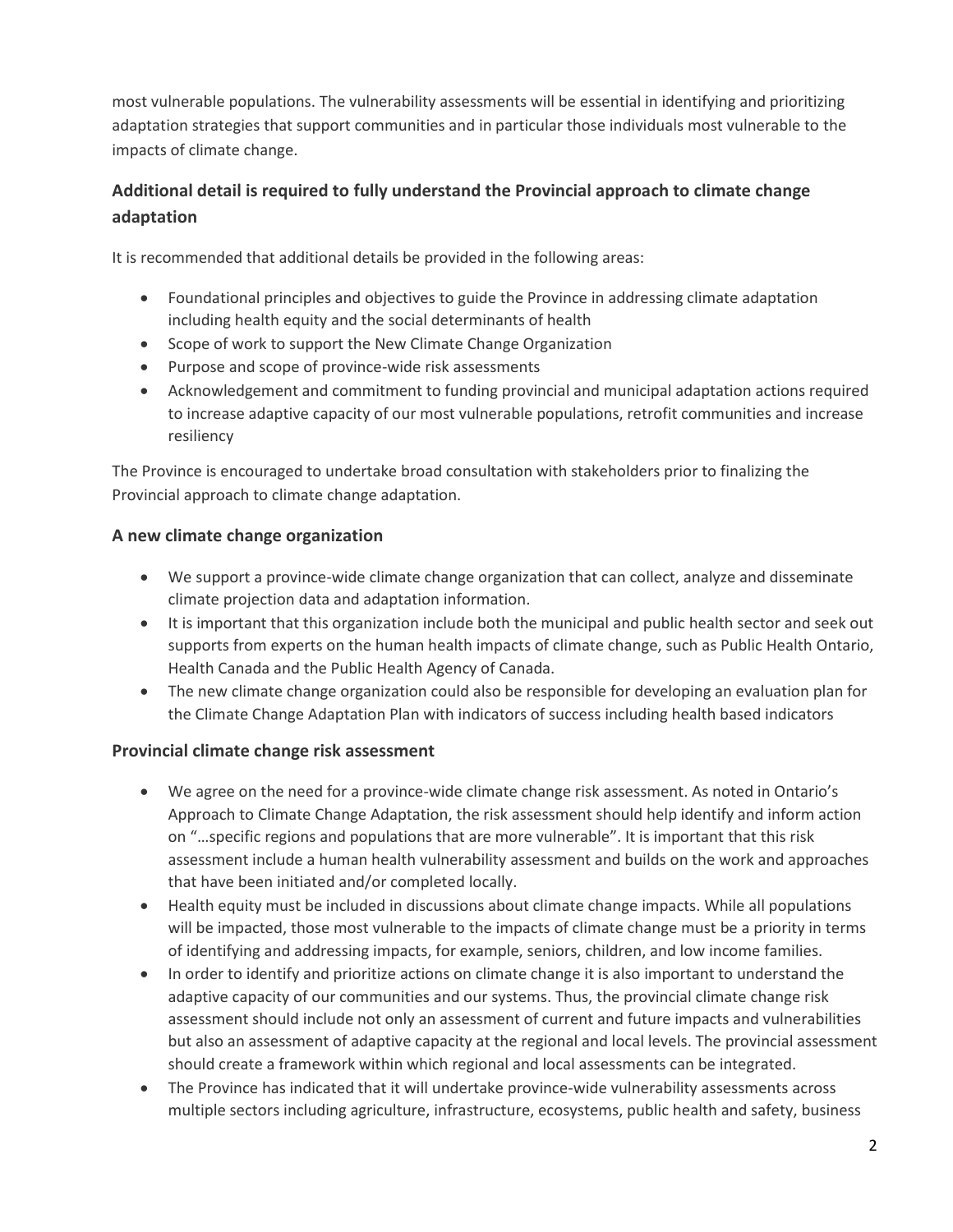most vulnerable populations. The vulnerability assessments will be essential in identifying and prioritizing adaptation strategies that support communities and in particular those individuals most vulnerable to the impacts of climate change.

## Additional detail is required to fully understand the Provincial approach to climate change adaptation

It is recommended that additional details be provided in the following areas:

- Foundational principles and objectives to guide the Province in addressing climate adaptation including health equity and the social determinants of health
- Scope of work to support the New Climate Change Organization
- Purpose and scope of province-wide risk assessments
- Acknowledgement and commitment to funding provincial and municipal adaptation actions required to increase adaptive capacity of our most vulnerable populations, retrofit communities and increase resiliency

The Province is encouraged to undertake broad consultation with stakeholders prior to finalizing the Provincial approach to climate change adaptation.

### A new climate change organization

- We support a province-wide climate change organization that can collect, analyze and disseminate climate projection data and adaptation information.
- It is important that this organization include both the municipal and public health sector and seek out supports from experts on the human health impacts of climate change, such as Public Health Ontario, Health Canada and the Public Health Agency of Canada.
- The new climate change organization could also be responsible for developing an evaluation plan for the Climate Change Adaptation Plan with indicators of success including health based indicators

### Provincial climate change risk assessment

- We agree on the need for a province-wide climate change risk assessment. As noted in Ontario's Approach to Climate Change Adaptation, the risk assessment should help identify and inform action on "…specific regions and populations that are more vulnerable". It is important that this risk assessment include a human health vulnerability assessment and builds on the work and approaches that have been initiated and/or completed locally.
- Health equity must be included in discussions about climate change impacts. While all populations will be impacted, those most vulnerable to the impacts of climate change must be a priority in terms of identifying and addressing impacts, for example, seniors, children, and low income families.
- In order to identify and prioritize actions on climate change it is also important to understand the adaptive capacity of our communities and our systems. Thus, the provincial climate change risk assessment should include not only an assessment of current and future impacts and vulnerabilities but also an assessment of adaptive capacity at the regional and local levels. The provincial assessment should create a framework within which regional and local assessments can be integrated.
- The Province has indicated that it will undertake province-wide vulnerability assessments across multiple sectors including agriculture, infrastructure, ecosystems, public health and safety, business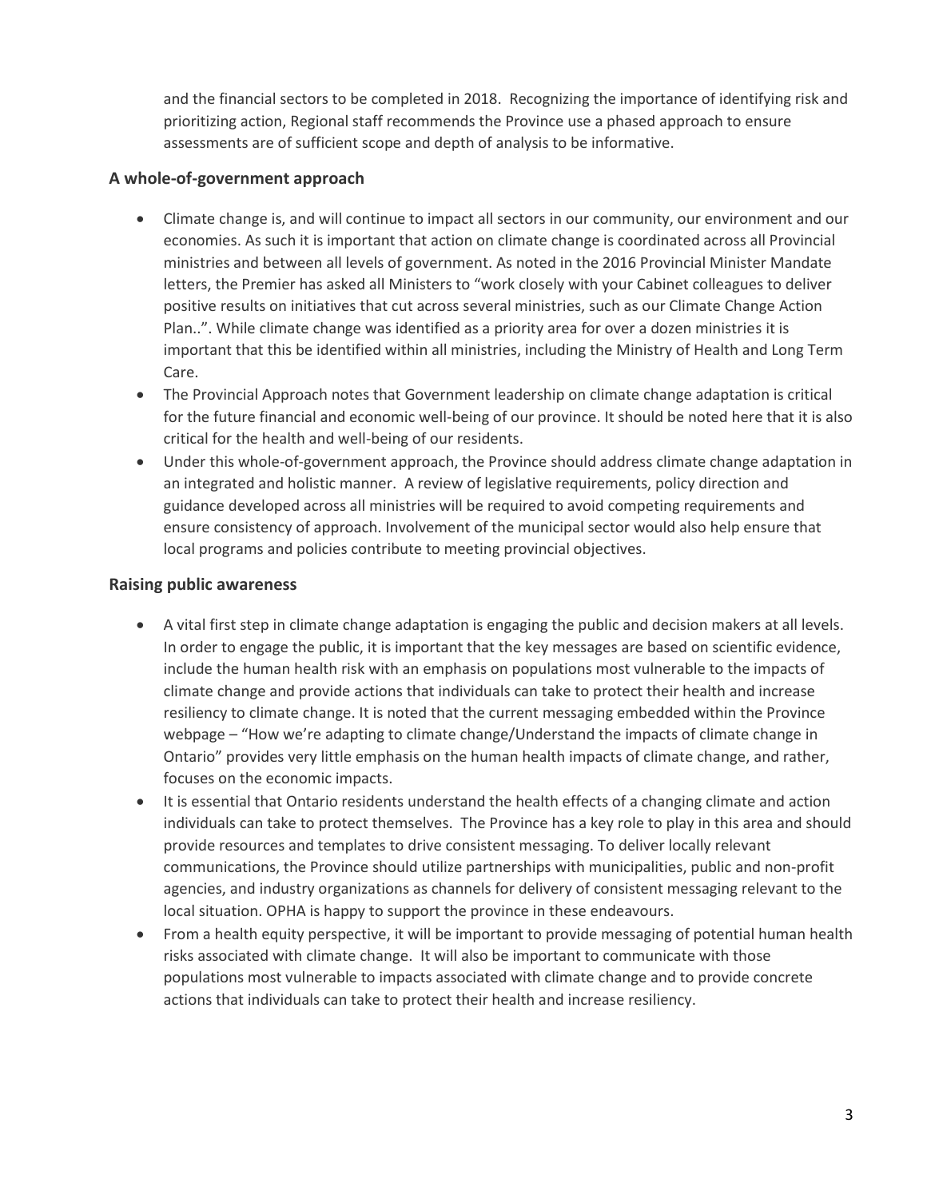and the financial sectors to be completed in 2018. Recognizing the importance of identifying risk and prioritizing action, Regional staff recommends the Province use a phased approach to ensure assessments are of sufficient scope and depth of analysis to be informative.

### A whole-of-government approach

- Climate change is, and will continue to impact all sectors in our community, our environment and our economies. As such it is important that action on climate change is coordinated across all Provincial ministries and between all levels of government. As noted in the 2016 Provincial Minister Mandate letters, the Premier has asked all Ministers to "work closely with your Cabinet colleagues to deliver positive results on initiatives that cut across several ministries, such as our Climate Change Action Plan..". While climate change was identified as a priority area for over a dozen ministries it is important that this be identified within all ministries, including the Ministry of Health and Long Term Care.
- The Provincial Approach notes that Government leadership on climate change adaptation is critical for the future financial and economic well-being of our province. It should be noted here that it is also critical for the health and well-being of our residents.
- Under this whole-of-government approach, the Province should address climate change adaptation in an integrated and holistic manner. A review of legislative requirements, policy direction and guidance developed across all ministries will be required to avoid competing requirements and ensure consistency of approach. Involvement of the municipal sector would also help ensure that local programs and policies contribute to meeting provincial objectives.

### Raising public awareness

- A vital first step in climate change adaptation is engaging the public and decision makers at all levels. In order to engage the public, it is important that the key messages are based on scientific evidence, include the human health risk with an emphasis on populations most vulnerable to the impacts of climate change and provide actions that individuals can take to protect their health and increase resiliency to climate change. It is noted that the current messaging embedded within the Province webpage – "How we're adapting to climate change/Understand the impacts of climate change in Ontario" provides very little emphasis on the human health impacts of climate change, and rather, focuses on the economic impacts.
- It is essential that Ontario residents understand the health effects of a changing climate and action individuals can take to protect themselves. The Province has a key role to play in this area and should provide resources and templates to drive consistent messaging. To deliver locally relevant communications, the Province should utilize partnerships with municipalities, public and non-profit agencies, and industry organizations as channels for delivery of consistent messaging relevant to the local situation. OPHA is happy to support the province in these endeavours.
- From a health equity perspective, it will be important to provide messaging of potential human health risks associated with climate change. It will also be important to communicate with those populations most vulnerable to impacts associated with climate change and to provide concrete actions that individuals can take to protect their health and increase resiliency.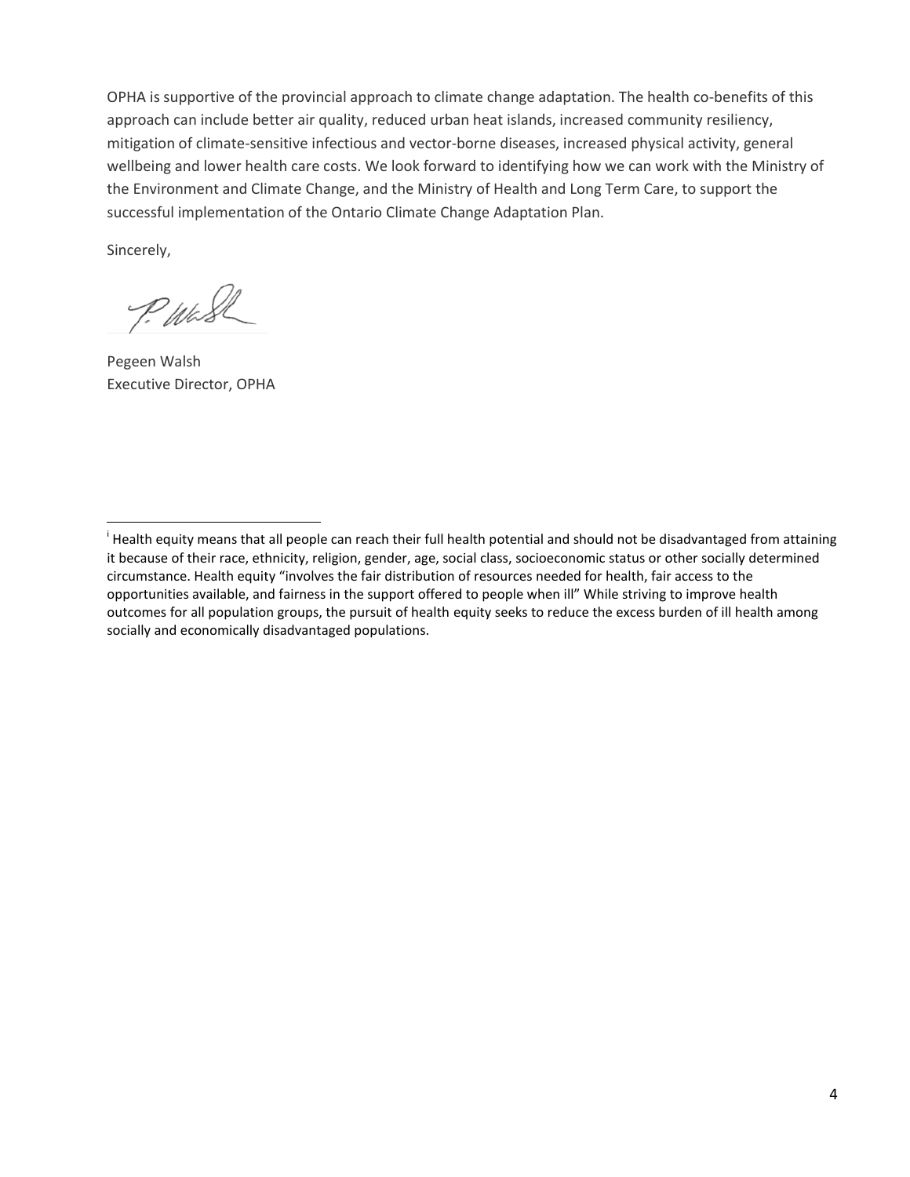OPHA is supportive of the provincial approach to climate change adaptation. The health co-benefits of this approach can include better air quality, reduced urban heat islands, increased community resiliency, mitigation of climate-sensitive infectious and vector-borne diseases, increased physical activity, general wellbeing and lower health care costs. We look forward to identifying how we can work with the Ministry of the Environment and Climate Change, and the Ministry of Health and Long Term Care, to support the successful implementation of the Ontario Climate Change Adaptation Plan.

Sincerely,

Pegeen Walsh
Executive Director, OPHA

---

[i] Health equity means that all people can reach their full health potential and should not be disadvantaged from attaining it because of their race, ethnicity, religion, gender, age, social class, socioeconomic status or other socially determined circumstance. Health equity "involves the fair distribution of resources needed for health, fair access to the opportunities available, and fairness in the support offered to people when ill" While striving to improve health outcomes for all population groups, the pursuit of health equity seeks to reduce the excess burden of ill health among socially and economically disadvantaged populations.